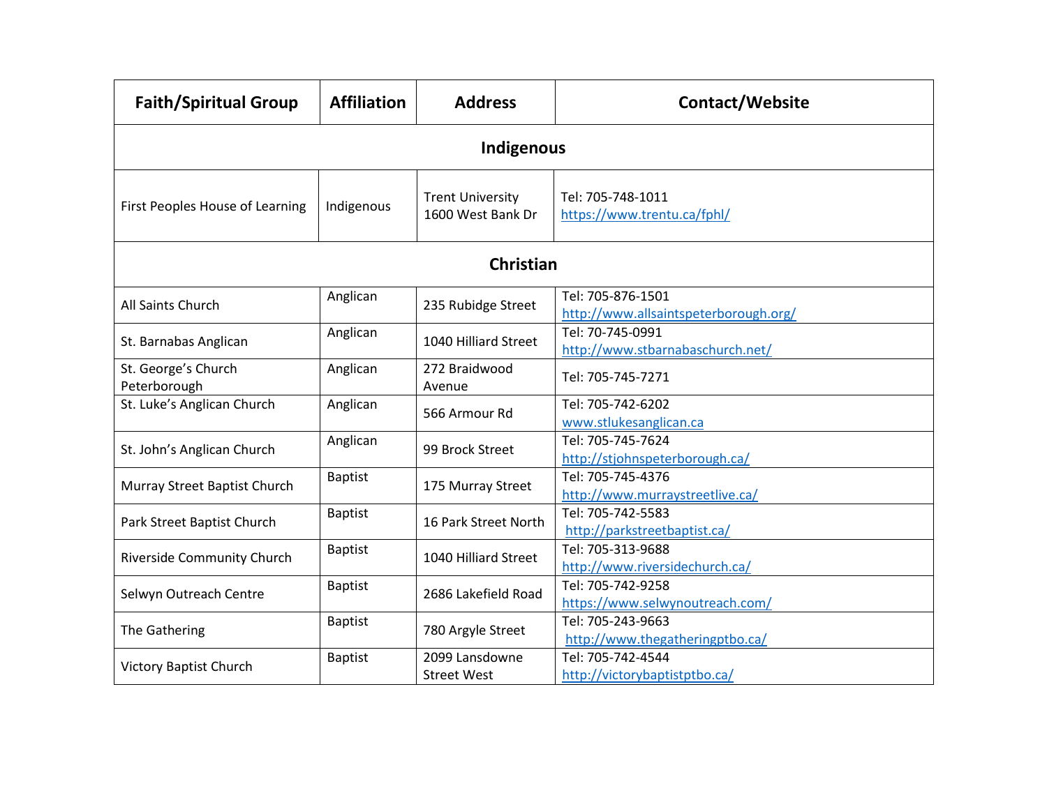| Faith/Spiritual Group | Affiliation | Address | Contact/Website |
|---|---|---|---|
| **Indigenous** | | | |
| First Peoples House of Learning | Indigenous | Trent University 1600 West Bank Dr | Tel: 705-748-1011 https://www.trentu.ca/fphl/ |
| **Christian** | | | |
| All Saints Church | Anglican | 235 Rubidge Street | Tel: 705-876-1501 http://www.allsaintspeterborough.org/ |
| St. Barnabas Anglican | Anglican | 1040 Hilliard Street | Tel: 70-745-0991 http://www.stbarnabaschurch.net/ |
| St. George's Church Peterborough | Anglican | 272 Braidwood Avenue | Tel: 705-745-7271 |
| St. Luke's Anglican Church | Anglican | 566 Armour Rd | Tel: 705-742-6202 www.stlukesanglican.ca |
| St. John's Anglican Church | Anglican | 99 Brock Street | Tel: 705-745-7624 http://stjohnspeterborough.ca/ |
| Murray Street Baptist Church | Baptist | 175 Murray Street | Tel: 705-745-4376 http://www.murraystreetlive.ca/ |
| Park Street Baptist Church | Baptist | 16 Park Street North | Tel: 705-742-5583 http://parkstreetbaptist.ca/ |
| Riverside Community Church | Baptist | 1040 Hilliard Street | Tel: 705-313-9688 http://www.riversidechurch.ca/ |
| Selwyn Outreach Centre | Baptist | 2686 Lakefield Road | Tel: 705-742-9258 https://www.selwynoutreach.com/ |
| The Gathering | Baptist | 780 Argyle Street | Tel: 705-243-9663 http://www.thegatheringptbo.ca/ |
| Victory Baptist Church | Baptist | 2099 Lansdowne Street West | Tel: 705-742-4544 http://victorybaptistptbo.ca/ |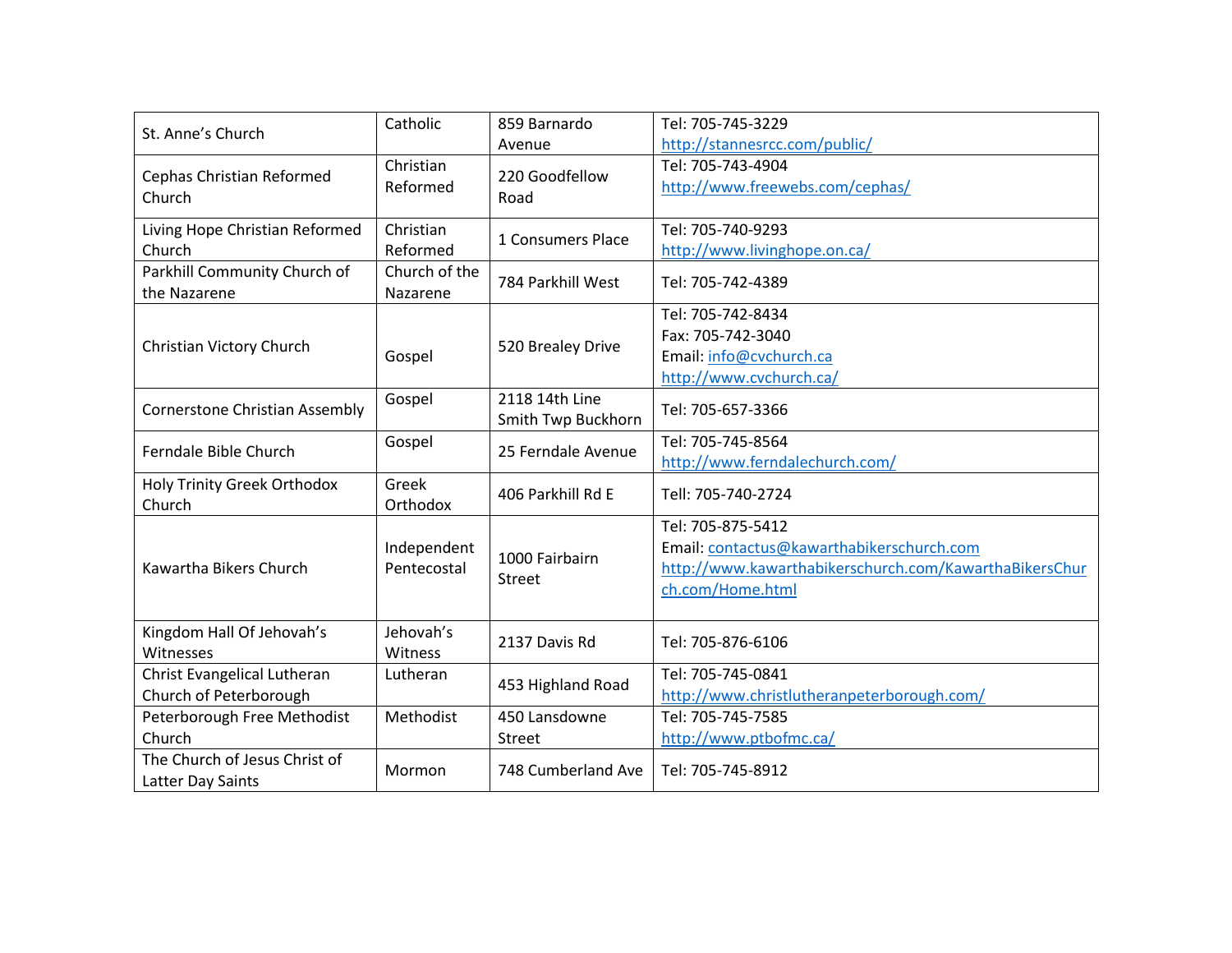| St. Anne’s Church | Catholic | 859 Barnardo Avenue | Tel: 705-745-3229<br>http://stannesrcc.com/public/ |
|---|---|---|---|
| Cephas Christian Reformed Church | Christian Reformed | 220 Goodfellow Road | Tel: 705-743-4904<br>http://www.freewebs.com/cephas/ |
| Living Hope Christian Reformed Church | Christian Reformed | 1 Consumers Place | Tel: 705-740-9293<br>http://www.livinghope.on.ca/ |
| Parkhill Community Church of the Nazarene | Church of the Nazarene | 784 Parkhill West | Tel: 705-742-4389 |
| Christian Victory Church | Gospel | 520 Brealey Drive | Tel: 705-742-8434<br>Fax: 705-742-3040<br>Email: info@cvchurch.ca<br>http://www.cvchurch.ca/ |
| Cornerstone Christian Assembly | Gospel | 2118 14th Line Smith Twp Buckhorn | Tel: 705-657-3366 |
| Ferndale Bible Church | Gospel | 25 Ferndale Avenue | Tel: 705-745-8564<br>http://www.ferndalechurch.com/ |
| Holy Trinity Greek Orthodox Church | Greek Orthodox | 406 Parkhill Rd E | Tell: 705-740-2724 |
| Kawartha Bikers Church | Independent Pentecostal | 1000 Fairbairn Street | Tel: 705-875-5412<br>Email: contactus@kawarthabikerschurch.com<br>http://www.kawarthabikerschurch.com/KawarthaBikersChurch.com/Home.html |
| Kingdom Hall Of Jehovah’s Witnesses | Jehovah’s Witness | 2137 Davis Rd | Tel: 705-876-6106 |
| Christ Evangelical Lutheran Church of Peterborough | Lutheran | 453 Highland Road | Tel: 705-745-0841<br>http://www.christlutheranpeterborough.com/ |
| Peterborough Free Methodist Church | Methodist | 450 Lansdowne Street | Tel: 705-745-7585<br>http://www.ptbofmc.ca/ |
| The Church of Jesus Christ of Latter Day Saints | Mormon | 748 Cumberland Ave | Tel: 705-745-8912 |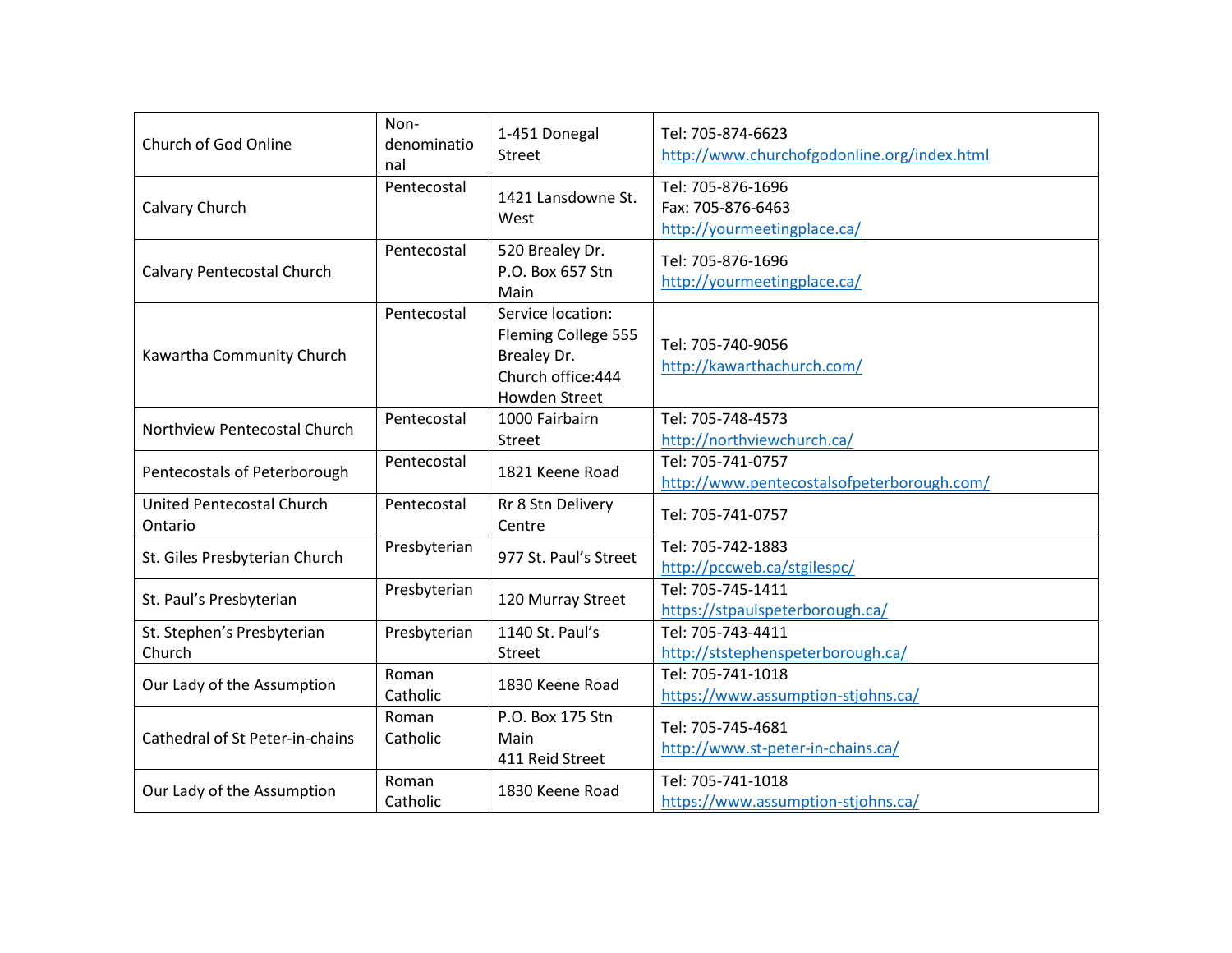| Church of God Online | Non-denominational | 1-451 Donegal Street | Tel: 705-874-6623<br>http://www.churchofgodonline.org/index.html |
|---|---|---|---|
| Calvary Church | Pentecostal | 1421 Lansdowne St. West | Tel: 705-876-1696<br>Fax: 705-876-6463<br>http://yourmeetingplace.ca/ |
| Calvary Pentecostal Church | Pentecostal | 520 Brealey Dr.<br>P.O. Box 657 Stn Main | Tel: 705-876-1696<br>http://yourmeetingplace.ca/ |
| Kawartha Community Church | Pentecostal | Service location: Fleming College 555 Brealey Dr.<br>Church office:444 Howden Street | Tel: 705-740-9056<br>http://kawarthachurch.com/ |
| Northview Pentecostal Church | Pentecostal | 1000 Fairbairn Street | Tel: 705-748-4573<br>http://northviewchurch.ca/ |
| Pentecostals of Peterborough | Pentecostal | 1821 Keene Road | Tel: 705-741-0757<br>http://www.pentecostalsofpeterborough.com/ |
| United Pentecostal Church Ontario | Pentecostal | Rr 8 Stn Delivery Centre | Tel: 705-741-0757 |
| St. Giles Presbyterian Church | Presbyterian | 977 St. Paul's Street | Tel: 705-742-1883<br>http://pccweb.ca/stgilespc/ |
| St. Paul's Presbyterian | Presbyterian | 120 Murray Street | Tel: 705-745-1411<br>https://stpaulspeterborough.ca/ |
| St. Stephen's Presbyterian Church | Presbyterian | 1140 St. Paul's Street | Tel: 705-743-4411<br>http://ststephenspeterborough.ca/ |
| Our Lady of the Assumption | Roman Catholic | 1830 Keene Road | Tel: 705-741-1018<br>https://www.assumption-stjohns.ca/ |
| Cathedral of St Peter-in-chains | Roman Catholic | P.O. Box 175 Stn Main<br>411 Reid Street | Tel: 705-745-4681<br>http://www.st-peter-in-chains.ca/ |
| Our Lady of the Assumption | Roman Catholic | 1830 Keene Road | Tel: 705-741-1018<br>https://www.assumption-stjohns.ca/ |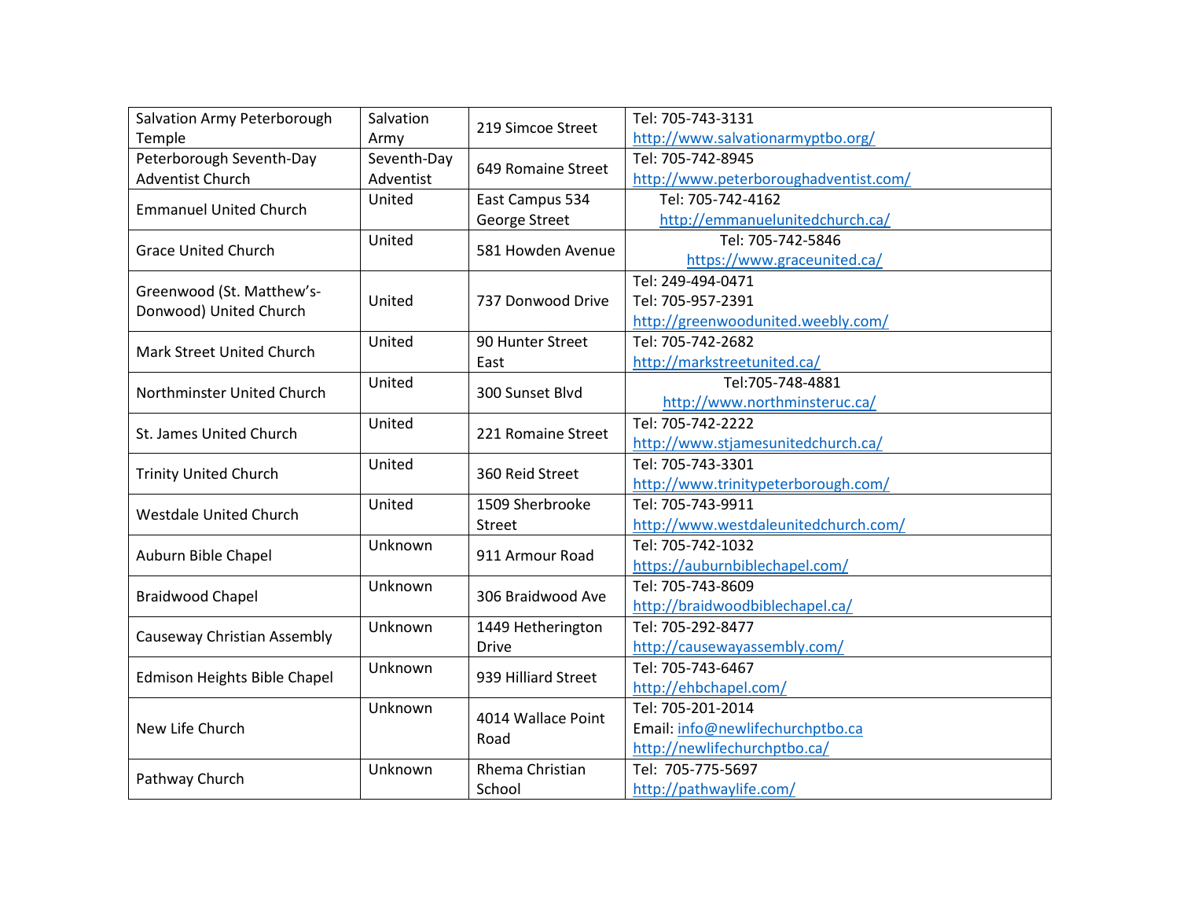| | | | |
|---|---|---|---|
| Salvation Army Peterborough Temple | Salvation Army | 219 Simcoe Street | Tel: 705-743-3131<br>http://www.salvationarmyptbo.org/ |
| Peterborough Seventh-Day Adventist Church | Seventh-Day Adventist | 649 Romaine Street | Tel: 705-742-8945<br>http://www.peterboroughadventist.com/ |
| Emmanuel United Church | United | East Campus 534 George Street | Tel: 705-742-4162<br>http://emmanuelunitedchurch.ca/ |
| Grace United Church | United | 581 Howden Avenue | Tel: 705-742-5846<br>https://www.graceunited.ca/ |
| Greenwood (St. Matthew's-Donwood) United Church | United | 737 Donwood Drive | Tel: 249-494-0471<br>Tel: 705-957-2391<br>http://greenwoodunited.weebly.com/ |
| Mark Street United Church | United | 90 Hunter Street East | Tel: 705-742-2682<br>http://markstreetunited.ca/ |
| Northminster United Church | United | 300 Sunset Blvd | Tel:705-748-4881<br>http://www.northminsteruc.ca/ |
| St. James United Church | United | 221 Romaine Street | Tel: 705-742-2222<br>http://www.stjamesunitedchurch.ca/ |
| Trinity United Church | United | 360 Reid Street | Tel: 705-743-3301<br>http://www.trinitypeterborough.com/ |
| Westdale United Church | United | 1509 Sherbrooke Street | Tel: 705-743-9911<br>http://www.westdaleunitedchurch.com/ |
| Auburn Bible Chapel | Unknown | 911 Armour Road | Tel: 705-742-1032<br>https://auburnbiblechapel.com/ |
| Braidwood Chapel | Unknown | 306 Braidwood Ave | Tel: 705-743-8609<br>http://braidwoodbiblechapel.ca/ |
| Causeway Christian Assembly | Unknown | 1449 Hetherington Drive | Tel: 705-292-8477<br>http://causewayassembly.com/ |
| Edmison Heights Bible Chapel | Unknown | 939 Hilliard Street | Tel: 705-743-6467<br>http://ehbchapel.com/ |
| New Life Church | Unknown | 4014 Wallace Point Road | Tel: 705-201-2014<br>Email: info@newlifechurchptbo.ca<br>http://newlifechurchptbo.ca/ |
| Pathway Church | Unknown | Rhema Christian School | Tel: 705-775-5697<br>http://pathwaylife.com/ |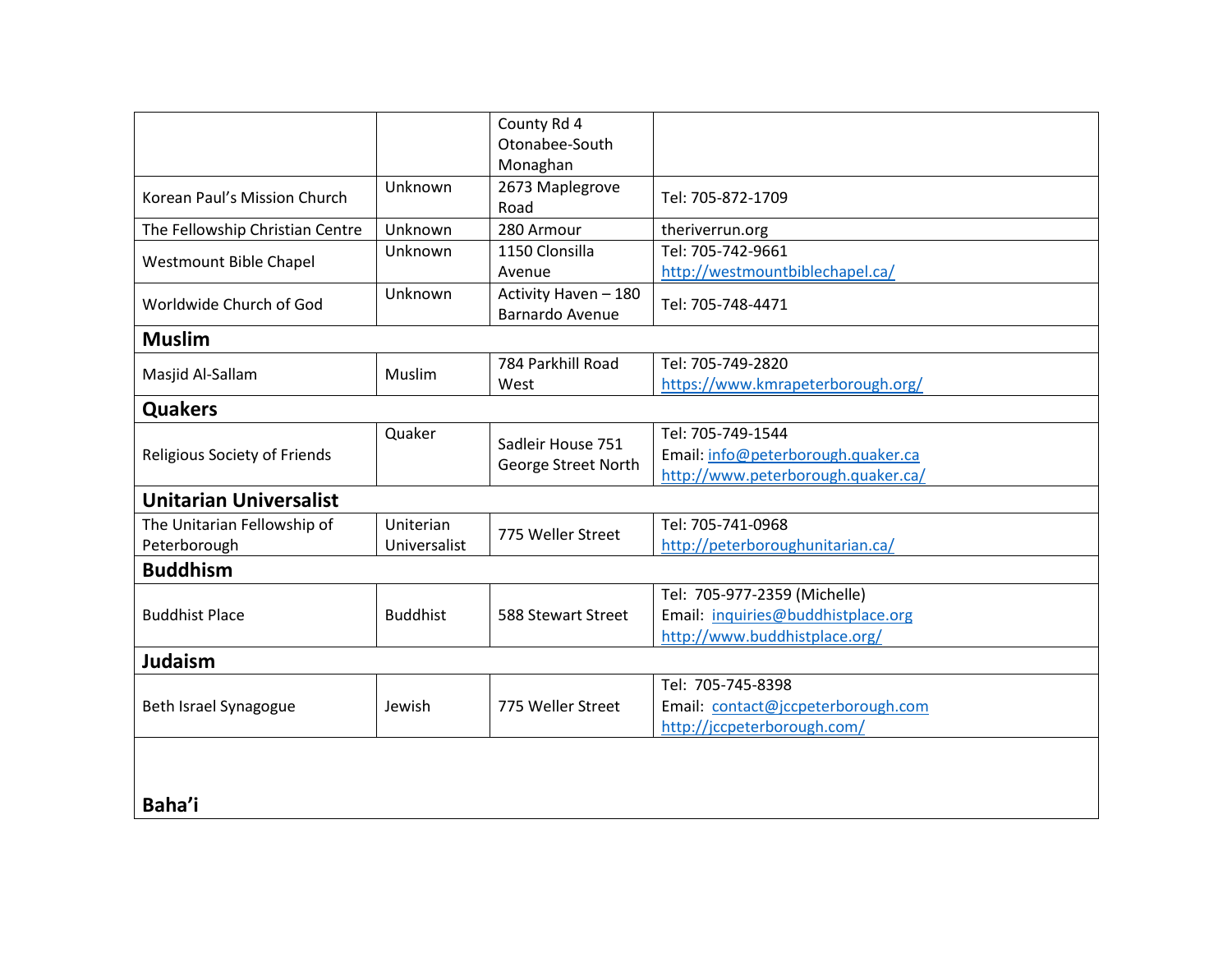| | | | |
|---|---|---|---|
| | | County Rd 4 Otonabee-South Monaghan | |
| Korean Paul's Mission Church | Unknown | 2673 Maplegrove Road | Tel: 705-872-1709 |
| The Fellowship Christian Centre | Unknown | 280 Armour | theriverrun.org |
| Westmount Bible Chapel | Unknown | 1150 Clonsilla Avenue | Tel: 705-742-9661 http://westmountbiblechapel.ca/ |
| Worldwide Church of God | Unknown | Activity Haven – 180 Barnardo Avenue | Tel: 705-748-4471 |
| **Muslim** | | | |
| Masjid Al-Sallam | Muslim | 784 Parkhill Road West | Tel: 705-749-2820 https://www.kmrapeterborough.org/ |
| **Quakers** | | | |
| Religious Society of Friends | Quaker | Sadleir House 751 George Street North | Tel: 705-749-1544 Email: info@peterborough.quaker.ca http://www.peterborough.quaker.ca/ |
| **Unitarian Universalist** | | | |
| The Unitarian Fellowship of Peterborough | Uniterian Universalist | 775 Weller Street | Tel: 705-741-0968 http://peterboroughunitarian.ca/ |
| **Buddhism** | | | |
| Buddhist Place | Buddhist | 588 Stewart Street | Tel: 705-977-2359 (Michelle) Email: inquiries@buddhistplace.org http://www.buddhistplace.org/ |
| **Judaism** | | | |
| Beth Israel Synagogue | Jewish | 775 Weller Street | Tel: 705-745-8398 Email: contact@jccpeterborough.com http://jccpeterborough.com/ |
| **Baha'i** | | | |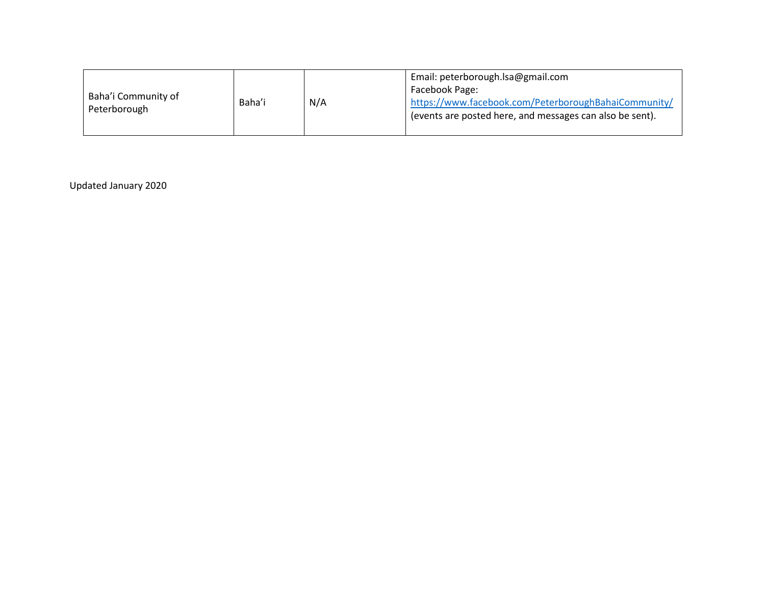| | | | |
|---|---|---|---|
| Baha'i Community of Peterborough | Baha'i | N/A | Email: peterborough.lsa@gmail.com<br>Facebook Page:<br>https://www.facebook.com/PeterboroughBahaiCommunity/<br>(events are posted here, and messages can also be sent). |

Updated January 2020